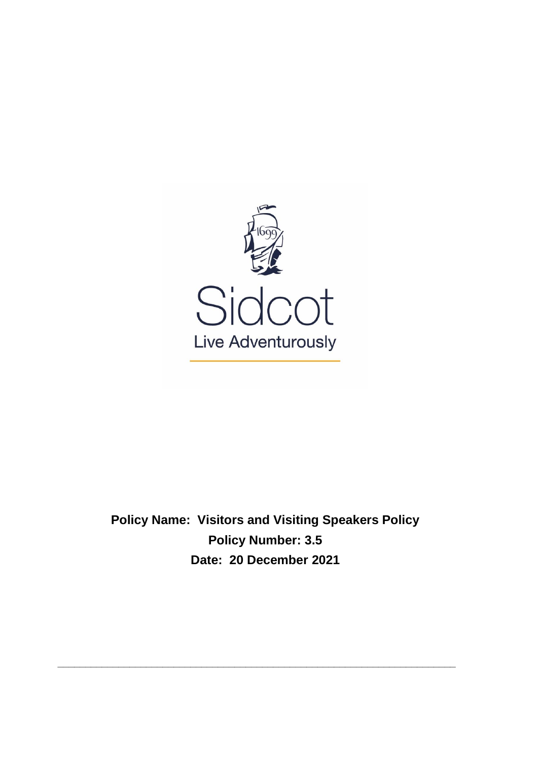Sidcot

Live Adventurously

**Policy Name: Visitors and Visiting Speakers Policy**

**Policy Number: 3.5**

**Date: 20 December 2021**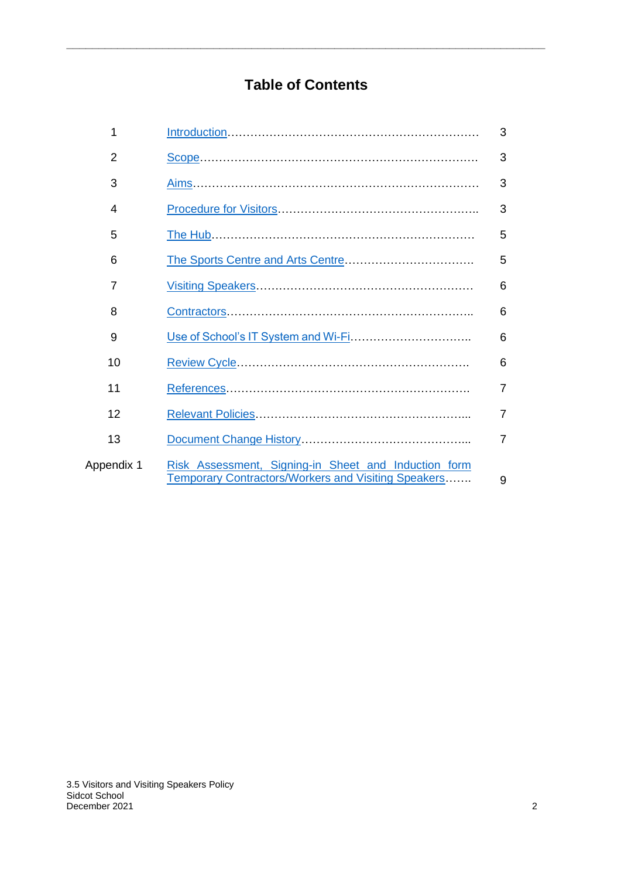# Table of Contents

| | | |
|---|---|---|
| 1 | Introduction | 3 |
| 2 | Scope | 3 |
| 3 | Aims | 3 |
| 4 | Procedure for Visitors | 3 |
| 5 | The Hub | 5 |
| 6 | The Sports Centre and Arts Centre | 5 |
| 7 | Visiting Speakers | 6 |
| 8 | Contractors | 6 |
| 9 | Use of School's IT System and Wi-Fi | 6 |
| 10 | Review Cycle | 6 |
| 11 | References | 7 |
| 12 | Relevant Policies | 7 |
| 13 | Document Change History | 7 |
| Appendix 1 | Risk Assessment, Signing-in Sheet and Induction form Temporary Contractors/Workers and Visiting Speakers | 9 |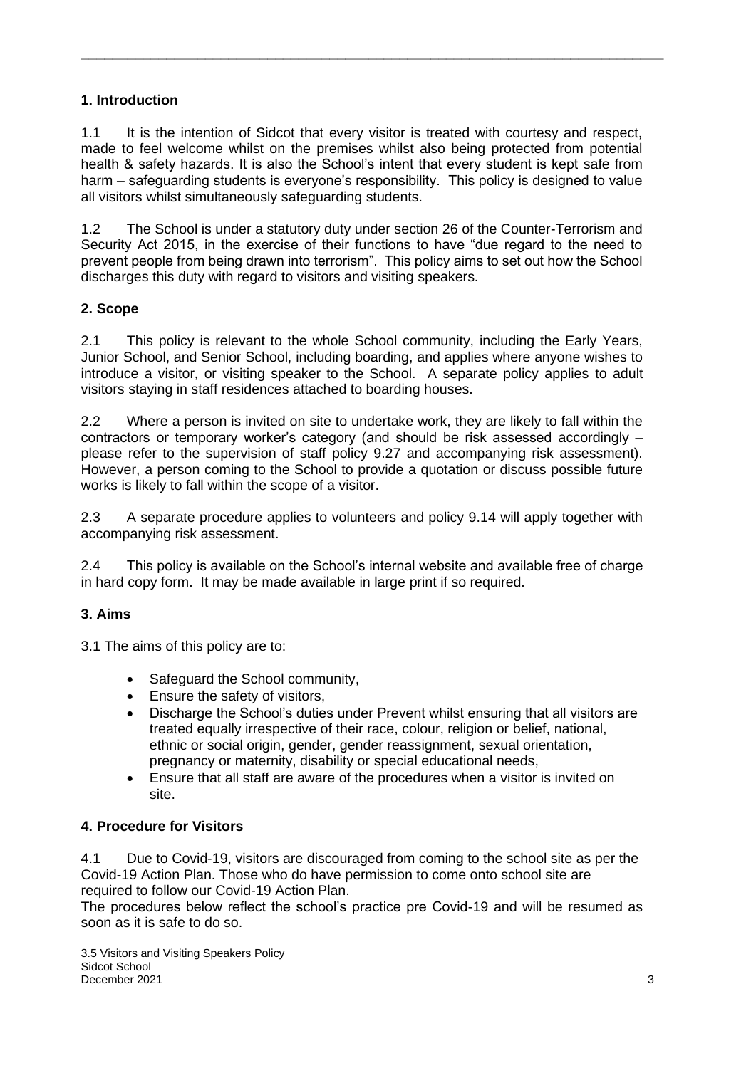## 1. Introduction

1.1 It is the intention of Sidcot that every visitor is treated with courtesy and respect, made to feel welcome whilst on the premises whilst also being protected from potential health & safety hazards. It is also the School's intent that every student is kept safe from harm – safeguarding students is everyone's responsibility. This policy is designed to value all visitors whilst simultaneously safeguarding students.

1.2 The School is under a statutory duty under section 26 of the Counter-Terrorism and Security Act 2015, in the exercise of their functions to have "due regard to the need to prevent people from being drawn into terrorism". This policy aims to set out how the School discharges this duty with regard to visitors and visiting speakers.

## 2. Scope

2.1 This policy is relevant to the whole School community, including the Early Years, Junior School, and Senior School, including boarding, and applies where anyone wishes to introduce a visitor, or visiting speaker to the School. A separate policy applies to adult visitors staying in staff residences attached to boarding houses.

2.2 Where a person is invited on site to undertake work, they are likely to fall within the contractors or temporary worker's category (and should be risk assessed accordingly – please refer to the supervision of staff policy 9.27 and accompanying risk assessment). However, a person coming to the School to provide a quotation or discuss possible future works is likely to fall within the scope of a visitor.

2.3 A separate procedure applies to volunteers and policy 9.14 will apply together with accompanying risk assessment.

2.4 This policy is available on the School's internal website and available free of charge in hard copy form. It may be made available in large print if so required.

## 3. Aims

3.1 The aims of this policy are to:

- Safeguard the School community,
- Ensure the safety of visitors,
- Discharge the School's duties under Prevent whilst ensuring that all visitors are treated equally irrespective of their race, colour, religion or belief, national, ethnic or social origin, gender, gender reassignment, sexual orientation, pregnancy or maternity, disability or special educational needs,
- Ensure that all staff are aware of the procedures when a visitor is invited on site.

## 4. Procedure for Visitors

4.1 Due to Covid-19, visitors are discouraged from coming to the school site as per the Covid-19 Action Plan. Those who do have permission to come onto school site are required to follow our Covid-19 Action Plan.
The procedures below reflect the school's practice pre Covid-19 and will be resumed as soon as it is safe to do so.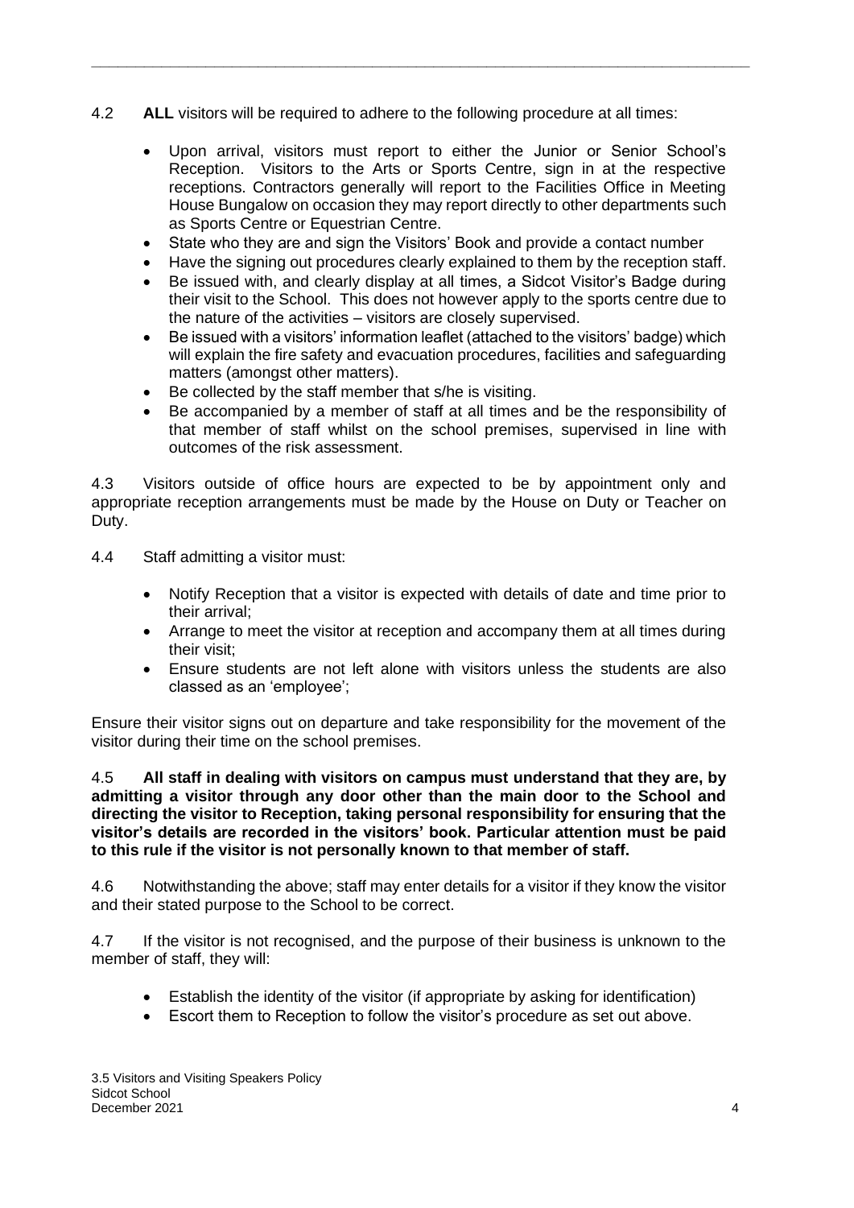4.2 **ALL** visitors will be required to adhere to the following procedure at all times:

- Upon arrival, visitors must report to either the Junior or Senior School's Reception. Visitors to the Arts or Sports Centre, sign in at the respective receptions. Contractors generally will report to the Facilities Office in Meeting House Bungalow on occasion they may report directly to other departments such as Sports Centre or Equestrian Centre.
- State who they are and sign the Visitors' Book and provide a contact number
- Have the signing out procedures clearly explained to them by the reception staff.
- Be issued with, and clearly display at all times, a Sidcot Visitor's Badge during their visit to the School. This does not however apply to the sports centre due to the nature of the activities – visitors are closely supervised.
- Be issued with a visitors' information leaflet (attached to the visitors' badge) which will explain the fire safety and evacuation procedures, facilities and safeguarding matters (amongst other matters).
- Be collected by the staff member that s/he is visiting.
- Be accompanied by a member of staff at all times and be the responsibility of that member of staff whilst on the school premises, supervised in line with outcomes of the risk assessment.

4.3 Visitors outside of office hours are expected to be by appointment only and appropriate reception arrangements must be made by the House on Duty or Teacher on Duty.

4.4 Staff admitting a visitor must:

- Notify Reception that a visitor is expected with details of date and time prior to their arrival;
- Arrange to meet the visitor at reception and accompany them at all times during their visit;
- Ensure students are not left alone with visitors unless the students are also classed as an 'employee';

Ensure their visitor signs out on departure and take responsibility for the movement of the visitor during their time on the school premises.

4.5 **All staff in dealing with visitors on campus must understand that they are, by admitting a visitor through any door other than the main door to the School and directing the visitor to Reception, taking personal responsibility for ensuring that the visitor's details are recorded in the visitors' book. Particular attention must be paid to this rule if the visitor is not personally known to that member of staff.**

4.6 Notwithstanding the above; staff may enter details for a visitor if they know the visitor and their stated purpose to the School to be correct.

4.7 If the visitor is not recognised, and the purpose of their business is unknown to the member of staff, they will:

- Establish the identity of the visitor (if appropriate by asking for identification)
- Escort them to Reception to follow the visitor's procedure as set out above.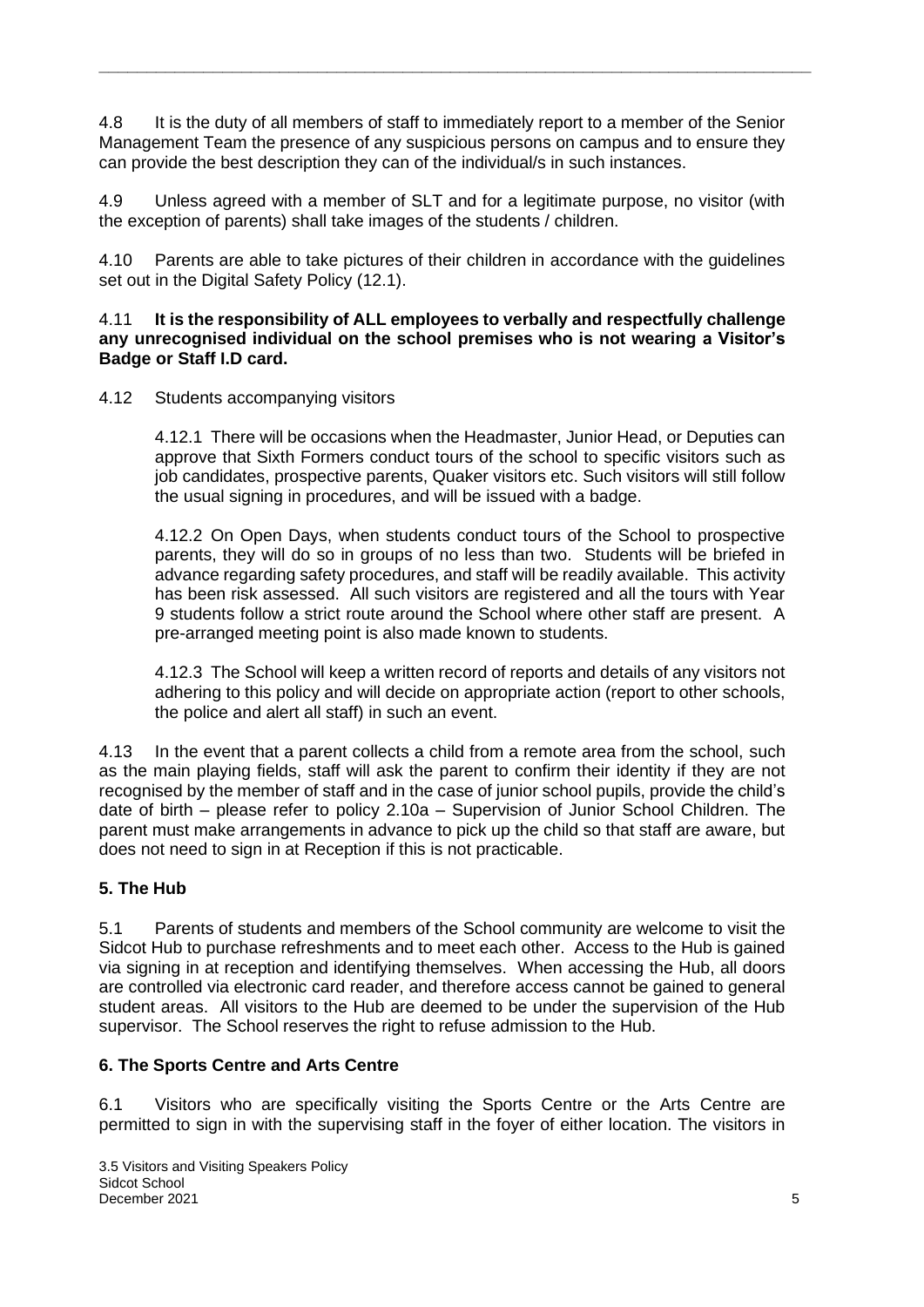4.8 It is the duty of all members of staff to immediately report to a member of the Senior Management Team the presence of any suspicious persons on campus and to ensure they can provide the best description they can of the individual/s in such instances.

4.9 Unless agreed with a member of SLT and for a legitimate purpose, no visitor (with the exception of parents) shall take images of the students / children.

4.10 Parents are able to take pictures of their children in accordance with the guidelines set out in the Digital Safety Policy (12.1).

4.11 **It is the responsibility of ALL employees to verbally and respectfully challenge any unrecognised individual on the school premises who is not wearing a Visitor's Badge or Staff I.D card.**

4.12 Students accompanying visitors

4.12.1 There will be occasions when the Headmaster, Junior Head, or Deputies can approve that Sixth Formers conduct tours of the school to specific visitors such as job candidates, prospective parents, Quaker visitors etc. Such visitors will still follow the usual signing in procedures, and will be issued with a badge.

4.12.2 On Open Days, when students conduct tours of the School to prospective parents, they will do so in groups of no less than two. Students will be briefed in advance regarding safety procedures, and staff will be readily available. This activity has been risk assessed. All such visitors are registered and all the tours with Year 9 students follow a strict route around the School where other staff are present. A pre-arranged meeting point is also made known to students.

4.12.3 The School will keep a written record of reports and details of any visitors not adhering to this policy and will decide on appropriate action (report to other schools, the police and alert all staff) in such an event.

4.13 In the event that a parent collects a child from a remote area from the school, such as the main playing fields, staff will ask the parent to confirm their identity if they are not recognised by the member of staff and in the case of junior school pupils, provide the child's date of birth – please refer to policy 2.10a – Supervision of Junior School Children. The parent must make arrangements in advance to pick up the child so that staff are aware, but does not need to sign in at Reception if this is not practicable.

## 5. The Hub

5.1 Parents of students and members of the School community are welcome to visit the Sidcot Hub to purchase refreshments and to meet each other. Access to the Hub is gained via signing in at reception and identifying themselves. When accessing the Hub, all doors are controlled via electronic card reader, and therefore access cannot be gained to general student areas. All visitors to the Hub are deemed to be under the supervision of the Hub supervisor. The School reserves the right to refuse admission to the Hub.

## 6. The Sports Centre and Arts Centre

6.1 Visitors who are specifically visiting the Sports Centre or the Arts Centre are permitted to sign in with the supervising staff in the foyer of either location. The visitors in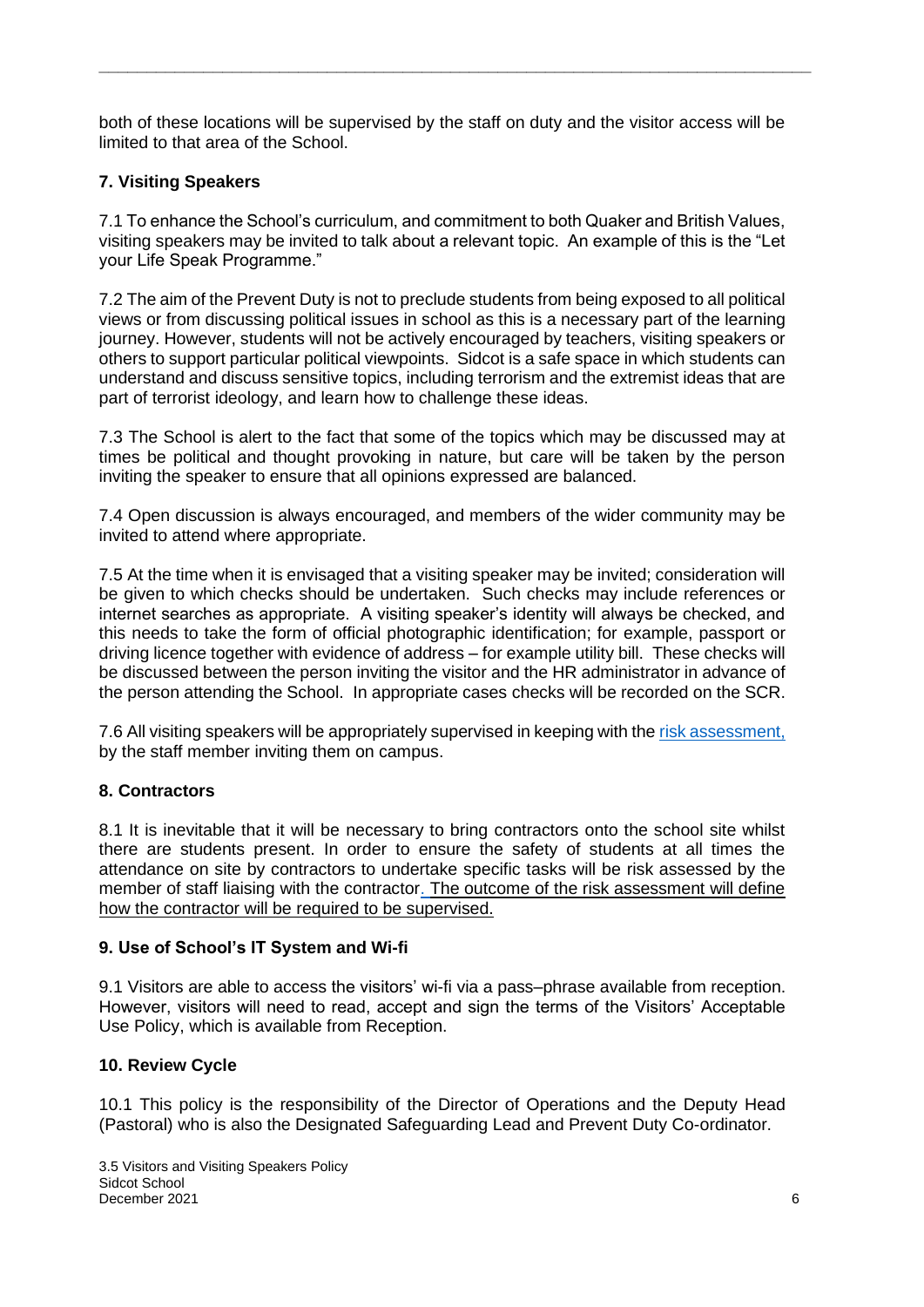both of these locations will be supervised by the staff on duty and the visitor access will be limited to that area of the School.

### 7. Visiting Speakers

7.1 To enhance the School's curriculum, and commitment to both Quaker and British Values, visiting speakers may be invited to talk about a relevant topic. An example of this is the "Let your Life Speak Programme."

7.2 The aim of the Prevent Duty is not to preclude students from being exposed to all political views or from discussing political issues in school as this is a necessary part of the learning journey. However, students will not be actively encouraged by teachers, visiting speakers or others to support particular political viewpoints. Sidcot is a safe space in which students can understand and discuss sensitive topics, including terrorism and the extremist ideas that are part of terrorist ideology, and learn how to challenge these ideas.

7.3 The School is alert to the fact that some of the topics which may be discussed may at times be political and thought provoking in nature, but care will be taken by the person inviting the speaker to ensure that all opinions expressed are balanced.

7.4 Open discussion is always encouraged, and members of the wider community may be invited to attend where appropriate.

7.5 At the time when it is envisaged that a visiting speaker may be invited; consideration will be given to which checks should be undertaken. Such checks may include references or internet searches as appropriate. A visiting speaker's identity will always be checked, and this needs to take the form of official photographic identification; for example, passport or driving licence together with evidence of address – for example utility bill. These checks will be discussed between the person inviting the visitor and the HR administrator in advance of the person attending the School. In appropriate cases checks will be recorded on the SCR.

7.6 All visiting speakers will be appropriately supervised in keeping with the risk assessment, by the staff member inviting them on campus.

### 8. Contractors

8.1 It is inevitable that it will be necessary to bring contractors onto the school site whilst there are students present. In order to ensure the safety of students at all times the attendance on site by contractors to undertake specific tasks will be risk assessed by the member of staff liaising with the contractor. The outcome of the risk assessment will define how the contractor will be required to be supervised.

### 9. Use of School's IT System and Wi-fi

9.1 Visitors are able to access the visitors' wi-fi via a pass–phrase available from reception. However, visitors will need to read, accept and sign the terms of the Visitors' Acceptable Use Policy, which is available from Reception.

### 10. Review Cycle

10.1 This policy is the responsibility of the Director of Operations and the Deputy Head (Pastoral) who is also the Designated Safeguarding Lead and Prevent Duty Co-ordinator.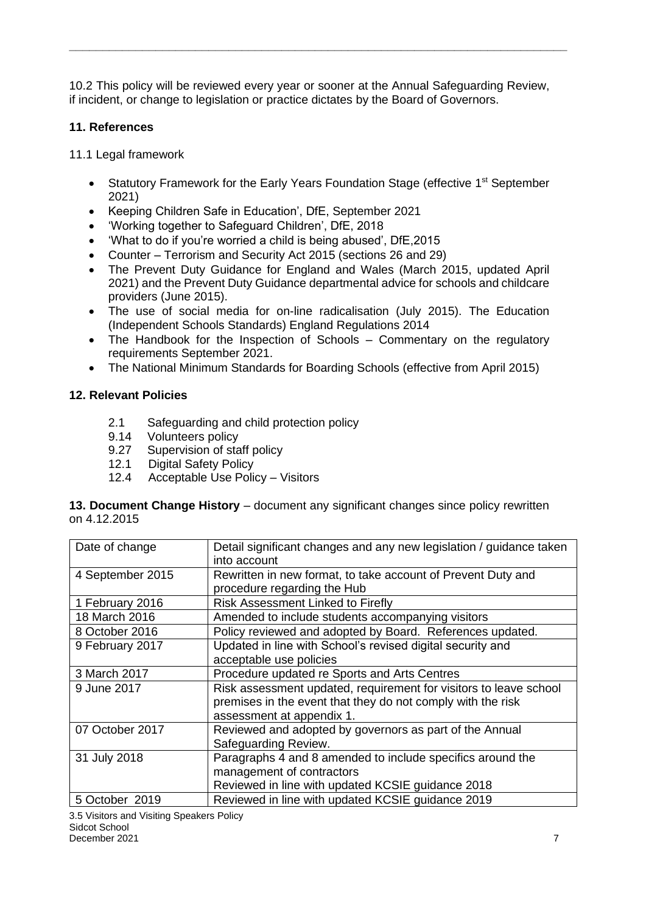10.2 This policy will be reviewed every year or sooner at the Annual Safeguarding Review, if incident, or change to legislation or practice dictates by the Board of Governors.

### 11. References

11.1 Legal framework

- Statutory Framework for the Early Years Foundation Stage (effective 1st September 2021)
- Keeping Children Safe in Education', DfE, September 2021
- 'Working together to Safeguard Children', DfE, 2018
- 'What to do if you're worried a child is being abused', DfE,2015
- Counter – Terrorism and Security Act 2015 (sections 26 and 29)
- The Prevent Duty Guidance for England and Wales (March 2015, updated April 2021) and the Prevent Duty Guidance departmental advice for schools and childcare providers (June 2015).
- The use of social media for on-line radicalisation (July 2015). The Education (Independent Schools Standards) England Regulations 2014
- The Handbook for the Inspection of Schools – Commentary on the regulatory requirements September 2021.
- The National Minimum Standards for Boarding Schools (effective from April 2015)

### 12. Relevant Policies

2.1 Safeguarding and child protection policy
9.14 Volunteers policy
9.27 Supervision of staff policy
12.1 Digital Safety Policy
12.4 Acceptable Use Policy – Visitors

**13. Document Change History** – document any significant changes since policy rewritten on 4.12.2015

| Date of change | Detail significant changes and any new legislation / guidance taken into account |
|---|---|
| 4 September 2015 | Rewritten in new format, to take account of Prevent Duty and procedure regarding the Hub |
| 1 February 2016 | Risk Assessment Linked to Firefly |
| 18 March 2016 | Amended to include students accompanying visitors |
| 8 October 2016 | Policy reviewed and adopted by Board. References updated. |
| 9 February 2017 | Updated in line with School's revised digital security and acceptable use policies |
| 3 March 2017 | Procedure updated re Sports and Arts Centres |
| 9 June 2017 | Risk assessment updated, requirement for visitors to leave school premises in the event that they do not comply with the risk assessment at appendix 1. |
| 07 October 2017 | Reviewed and adopted by governors as part of the Annual Safeguarding Review. |
| 31 July 2018 | Paragraphs 4 and 8 amended to include specifics around the management of contractors<br>Reviewed in line with updated KCSIE guidance 2018 |
| 5 October 2019 | Reviewed in line with updated KCSIE guidance 2019 |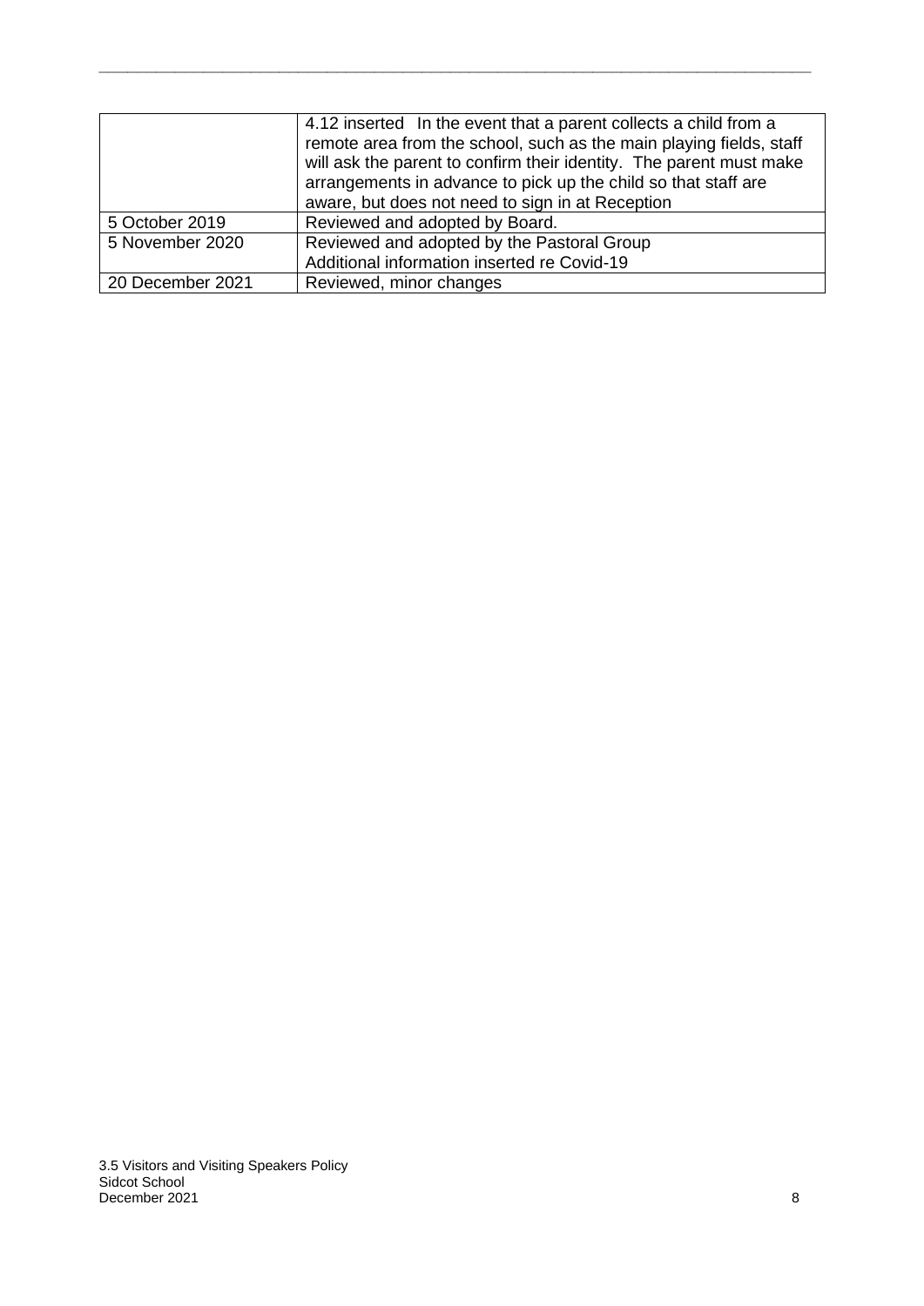| | |
|---|---|
| | 4.12 inserted In the event that a parent collects a child from a remote area from the school, such as the main playing fields, staff will ask the parent to confirm their identity. The parent must make arrangements in advance to pick up the child so that staff are aware, but does not need to sign in at Reception |
| 5 October 2019 | Reviewed and adopted by Board. |
| 5 November 2020 | Reviewed and adopted by the Pastoral Group<br>Additional information inserted re Covid-19 |
| 20 December 2021 | Reviewed, minor changes |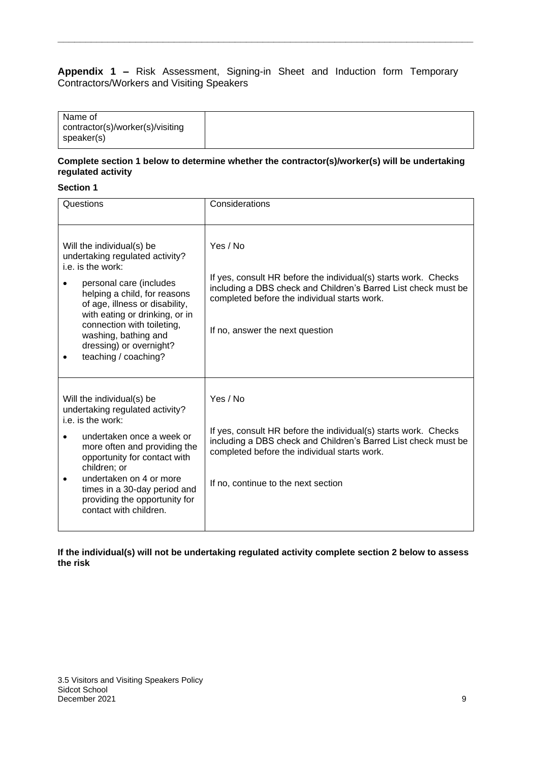**Appendix 1 –** Risk Assessment, Signing-in Sheet and Induction form Temporary Contractors/Workers and Visiting Speakers

| Name of contractor(s)/worker(s)/visiting speaker(s) | |
|---|---|

**Complete section 1 below to determine whether the contractor(s)/worker(s) will be undertaking regulated activity**

**Section 1**

| Questions | Considerations |
|---|---|
| Will the individual(s) be undertaking regulated activity? i.e. is the work:<br>• personal care (includes helping a child, for reasons of age, illness or disability, with eating or drinking, or in connection with toileting, washing, bathing and dressing) or overnight?<br>• teaching / coaching? | Yes / No<br><br>If yes, consult HR before the individual(s) starts work. Checks including a DBS check and Children's Barred List check must be completed before the individual starts work.<br><br>If no, answer the next question |
| Will the individual(s) be undertaking regulated activity? i.e. is the work:<br>• undertaken once a week or more often and providing the opportunity for contact with children; or<br>• undertaken on 4 or more times in a 30-day period and providing the opportunity for contact with children. | Yes / No<br><br>If yes, consult HR before the individual(s) starts work. Checks including a DBS check and Children's Barred List check must be completed before the individual starts work.<br><br>If no, continue to the next section |

**If the individual(s) will not be undertaking regulated activity complete section 2 below to assess the risk**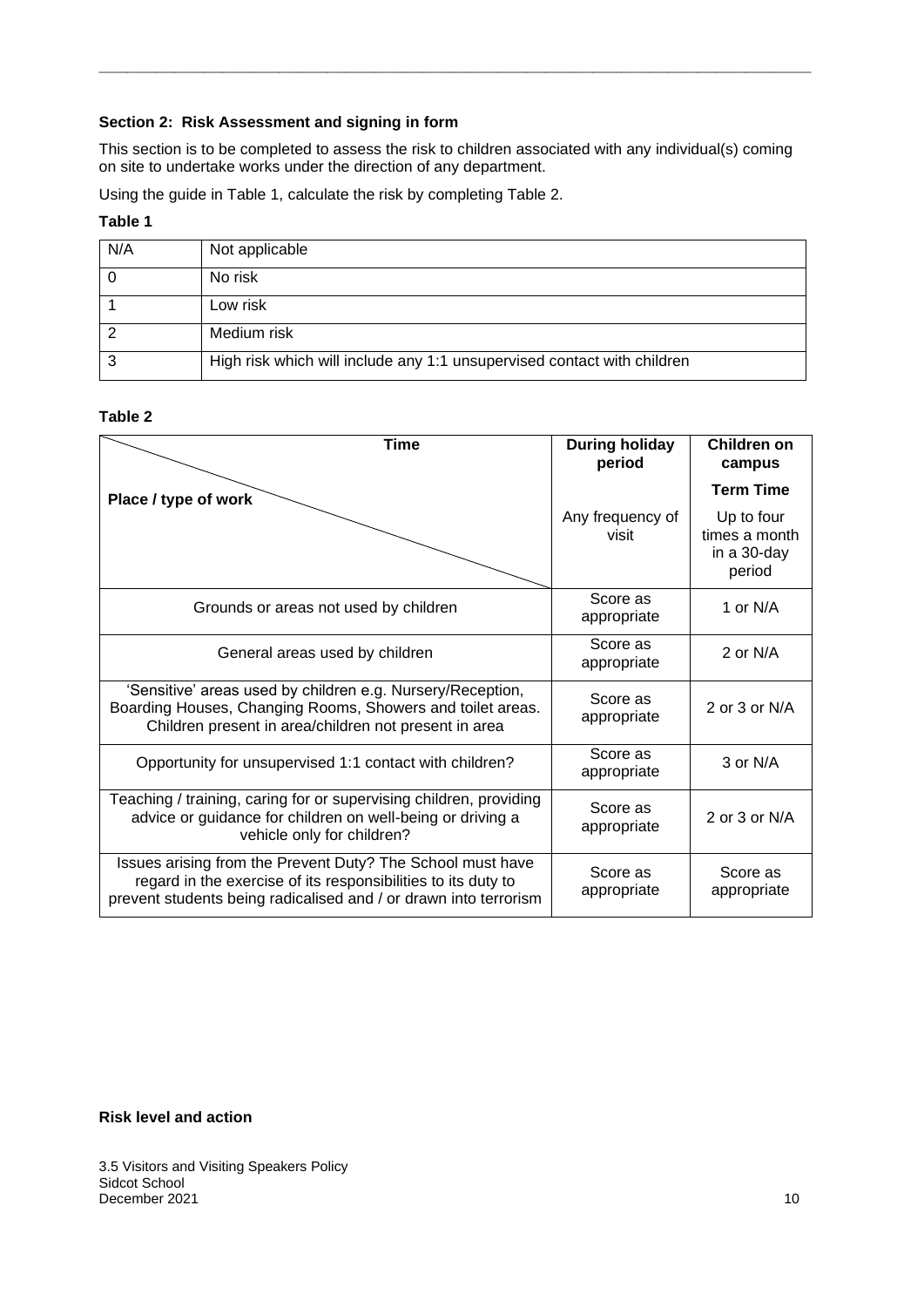### Section 2: Risk Assessment and signing in form

This section is to be completed to assess the risk to children associated with any individual(s) coming on site to undertake works under the direction of any department.

Using the guide in Table 1, calculate the risk by completing Table 2.

**Table 1**

| N/A | Not applicable |
|---|---|
| 0 | No risk |
| 1 | Low risk |
| 2 | Medium risk |
| 3 | High risk which will include any 1:1 unsupervised contact with children |

**Table 2**

| Time / Place / type of work | During holiday period | Children on campus |
|---|---|---|
| | | Term Time |
| | Any frequency of visit | Up to four times a month in a 30-day period |
| Grounds or areas not used by children | Score as appropriate | 1 or N/A |
| General areas used by children | Score as appropriate | 2 or N/A |
| 'Sensitive' areas used by children e.g. Nursery/Reception, Boarding Houses, Changing Rooms, Showers and toilet areas. Children present in area/children not present in area | Score as appropriate | 2 or 3 or N/A |
| Opportunity for unsupervised 1:1 contact with children? | Score as appropriate | 3 or N/A |
| Teaching / training, caring for or supervising children, providing advice or guidance for children on well-being or driving a vehicle only for children? | Score as appropriate | 2 or 3 or N/A |
| Issues arising from the Prevent Duty? The School must have regard in the exercise of its responsibilities to its duty to prevent students being radicalised and / or drawn into terrorism | Score as appropriate | Score as appropriate |

**Risk level and action**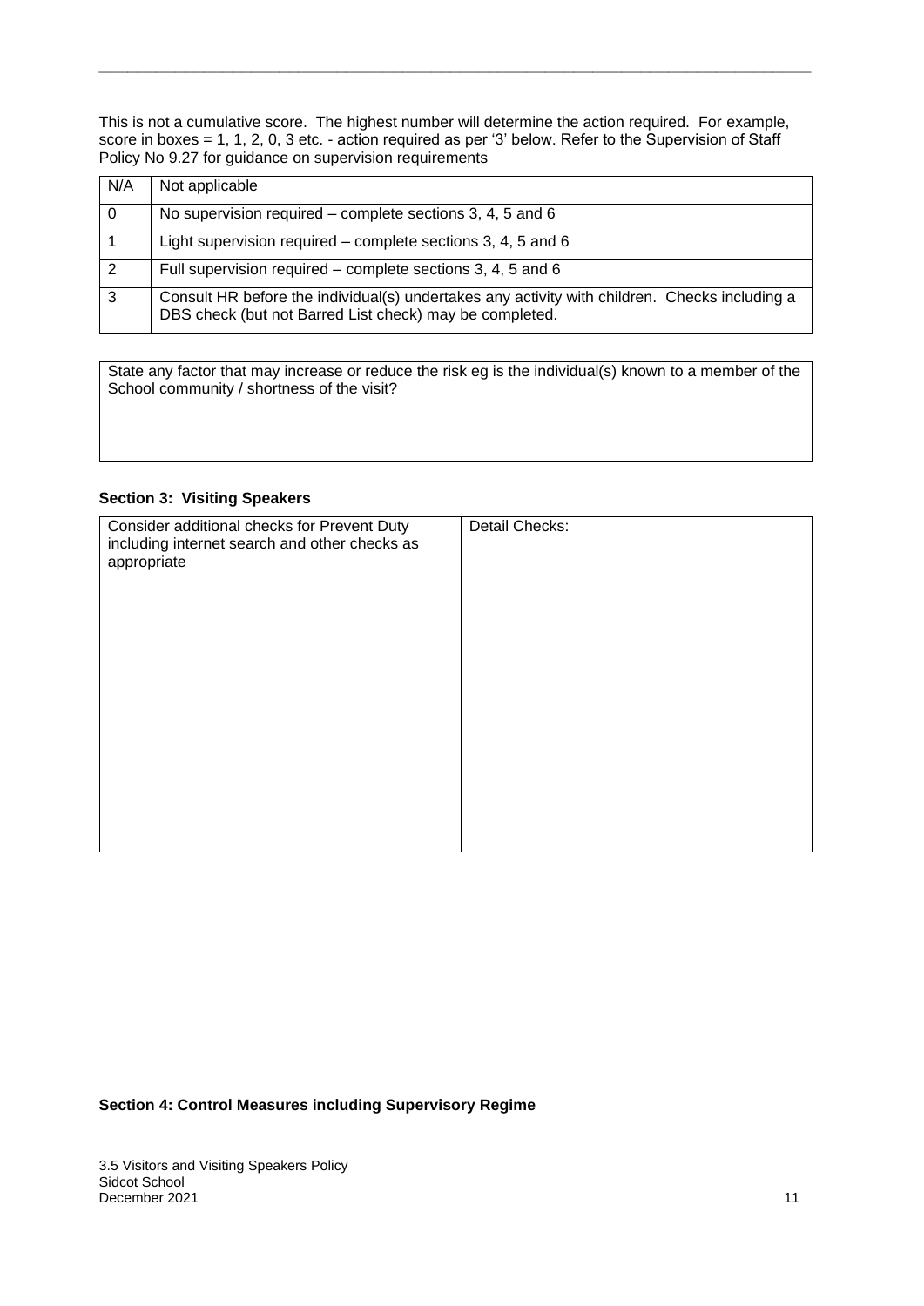This is not a cumulative score. The highest number will determine the action required. For example, score in boxes = 1, 1, 2, 0, 3 etc. - action required as per '3' below. Refer to the Supervision of Staff Policy No 9.27 for guidance on supervision requirements

| N/A | Not applicable |
|---|---|
| 0 | No supervision required – complete sections 3, 4, 5 and 6 |
| 1 | Light supervision required – complete sections 3, 4, 5 and 6 |
| 2 | Full supervision required – complete sections 3, 4, 5 and 6 |
| 3 | Consult HR before the individual(s) undertakes any activity with children. Checks including a DBS check (but not Barred List check) may be completed. |

| State any factor that may increase or reduce the risk eg is the individual(s) known to a member of the School community / shortness of the visit? |
|---|
| |

**Section 3: Visiting Speakers**

| Consider additional checks for Prevent Duty including internet search and other checks as appropriate | Detail Checks: |
|---|---|
| | |

**Section 4: Control Measures including Supervisory Regime**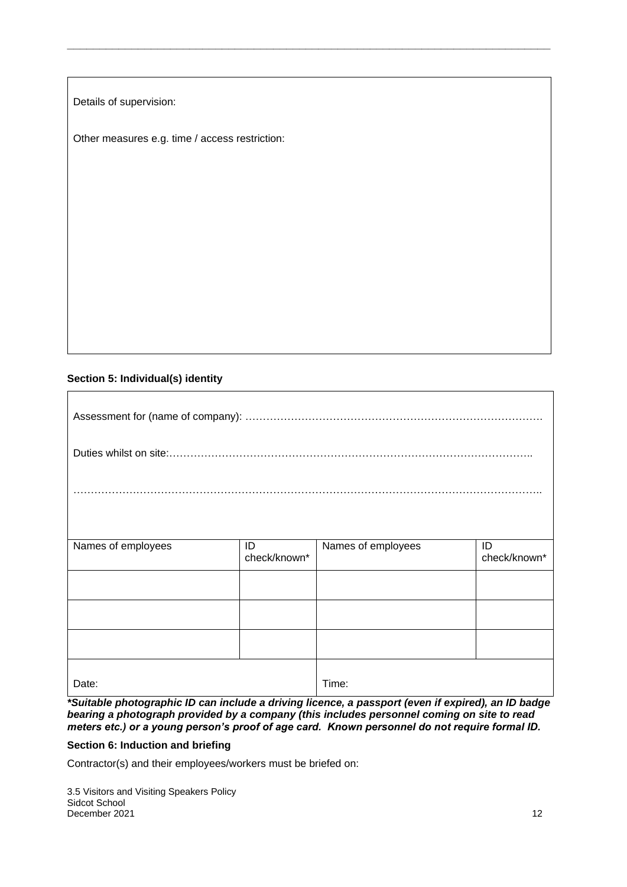Details of supervision:

Other measures e.g. time / access restriction:

**Section 5: Individual(s) identity**

Assessment for (name of company): ……………………………………………………………………………

Duties whilst on site:…………………………………………………………………………………………..

……………………………………………………………………………………………………………………..

| Names of employees | ID check/known* | Names of employees | ID check/known* |
|---|---|---|---|
| | | | |
| | | | |
| | | | |
| Date: | | Time: | |

***Suitable photographic ID can include a driving licence, a passport (even if expired), an ID badge bearing a photograph provided by a company (this includes personnel coming on site to read meters etc.) or a young person's proof of age card. Known personnel do not require formal ID.***

**Section 6: Induction and briefing**

Contractor(s) and their employees/workers must be briefed on: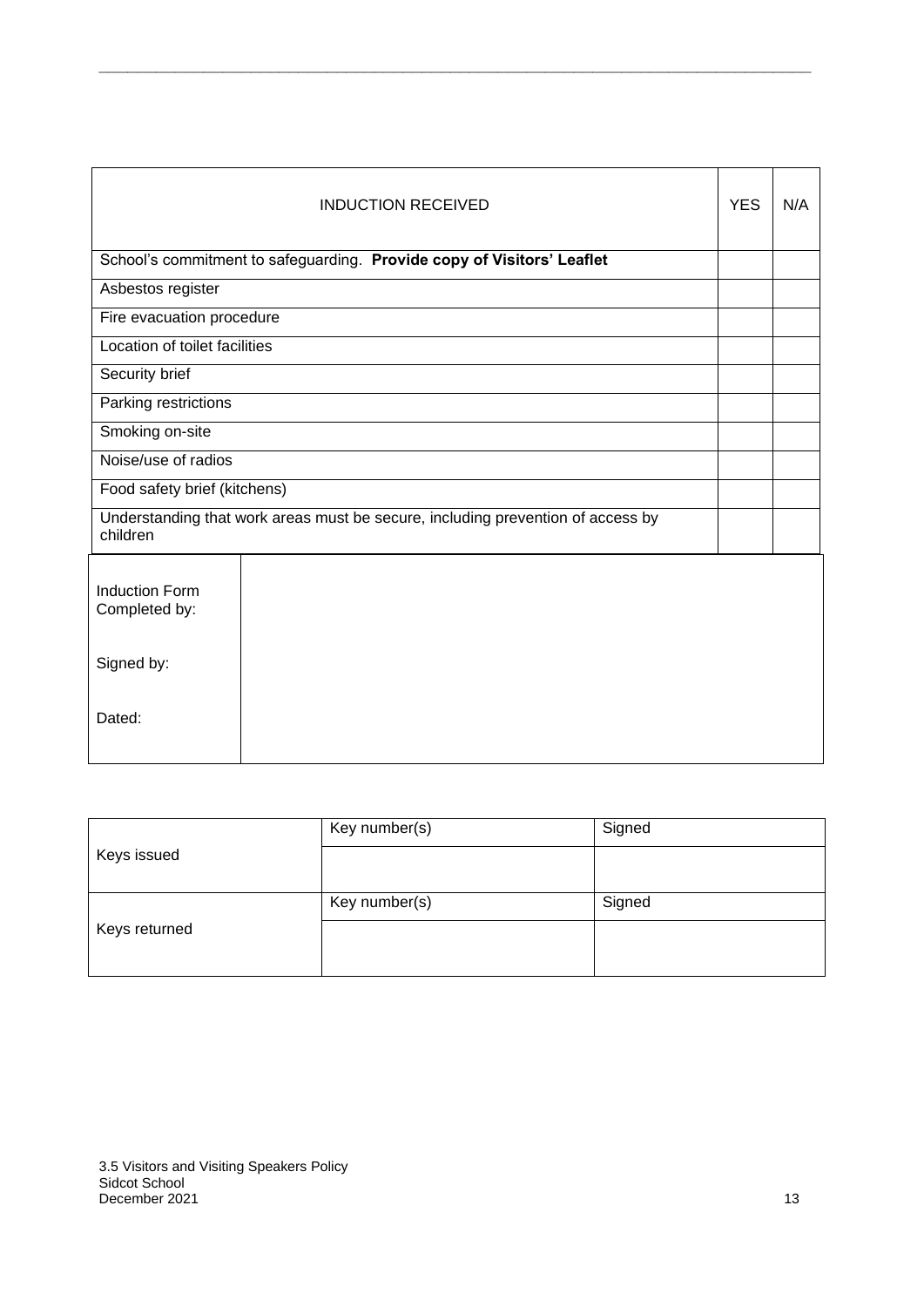| INDUCTION RECEIVED | YES | N/A |
|---|---|---|
| School's commitment to safeguarding. **Provide copy of Visitors' Leaflet** | | |
| Asbestos register | | |
| Fire evacuation procedure | | |
| Location of toilet facilities | | |
| Security brief | | |
| Parking restrictions | | |
| Smoking on-site | | |
| Noise/use of radios | | |
| Food safety brief (kitchens) | | |
| Understanding that work areas must be secure, including prevention of access by children | | |

| | |
|---|---|
| Induction Form Completed by: | |
| Signed by: | |
| Dated: | |

| | Key number(s) | Signed |
|---|---|---|
| Keys issued | | |
| | Key number(s) | Signed |
| Keys returned | | |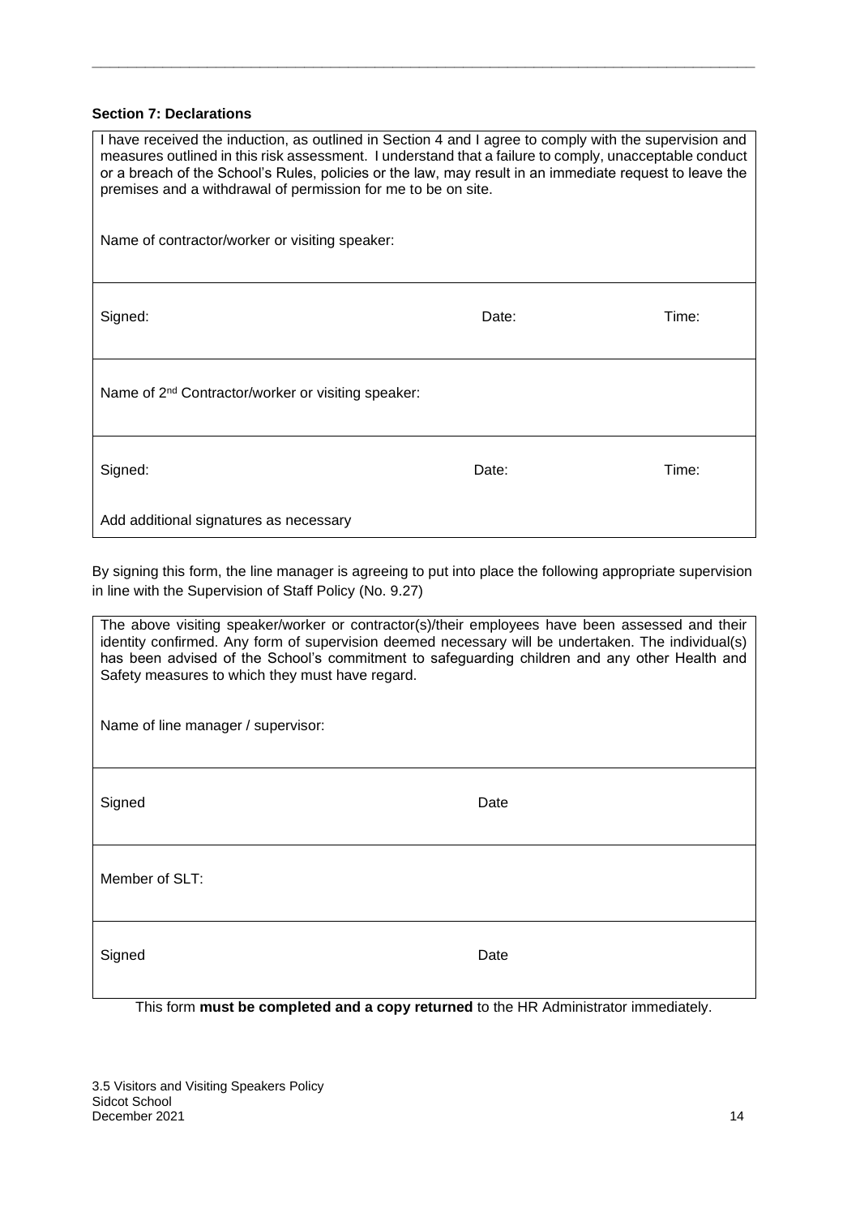### Section 7: Declarations

| |
|---|
| I have received the induction, as outlined in Section 4 and I agree to comply with the supervision and measures outlined in this risk assessment. I understand that a failure to comply, unacceptable conduct or a breach of the School's Rules, policies or the law, may result in an immediate request to leave the premises and a withdrawal of permission for me to be on site.<br><br>Name of contractor/worker or visiting speaker: |
| Signed: Date: Time: |
| Name of 2[nd] Contractor/worker or visiting speaker: |
| Signed: Date: Time:<br><br>Add additional signatures as necessary |

By signing this form, the line manager is agreeing to put into place the following appropriate supervision in line with the Supervision of Staff Policy (No. 9.27)

| |
|---|
| The above visiting speaker/worker or contractor(s)/their employees have been assessed and their identity confirmed. Any form of supervision deemed necessary will be undertaken. The individual(s) has been advised of the School's commitment to safeguarding children and any other Health and Safety measures to which they must have regard.<br><br>Name of line manager / supervisor: |
| Signed Date |
| Member of SLT: |
| Signed Date |

This form **must be completed and a copy returned** to the HR Administrator immediately.

3.5 Visitors and Visiting Speakers Policy
Sidcot School
December 2021